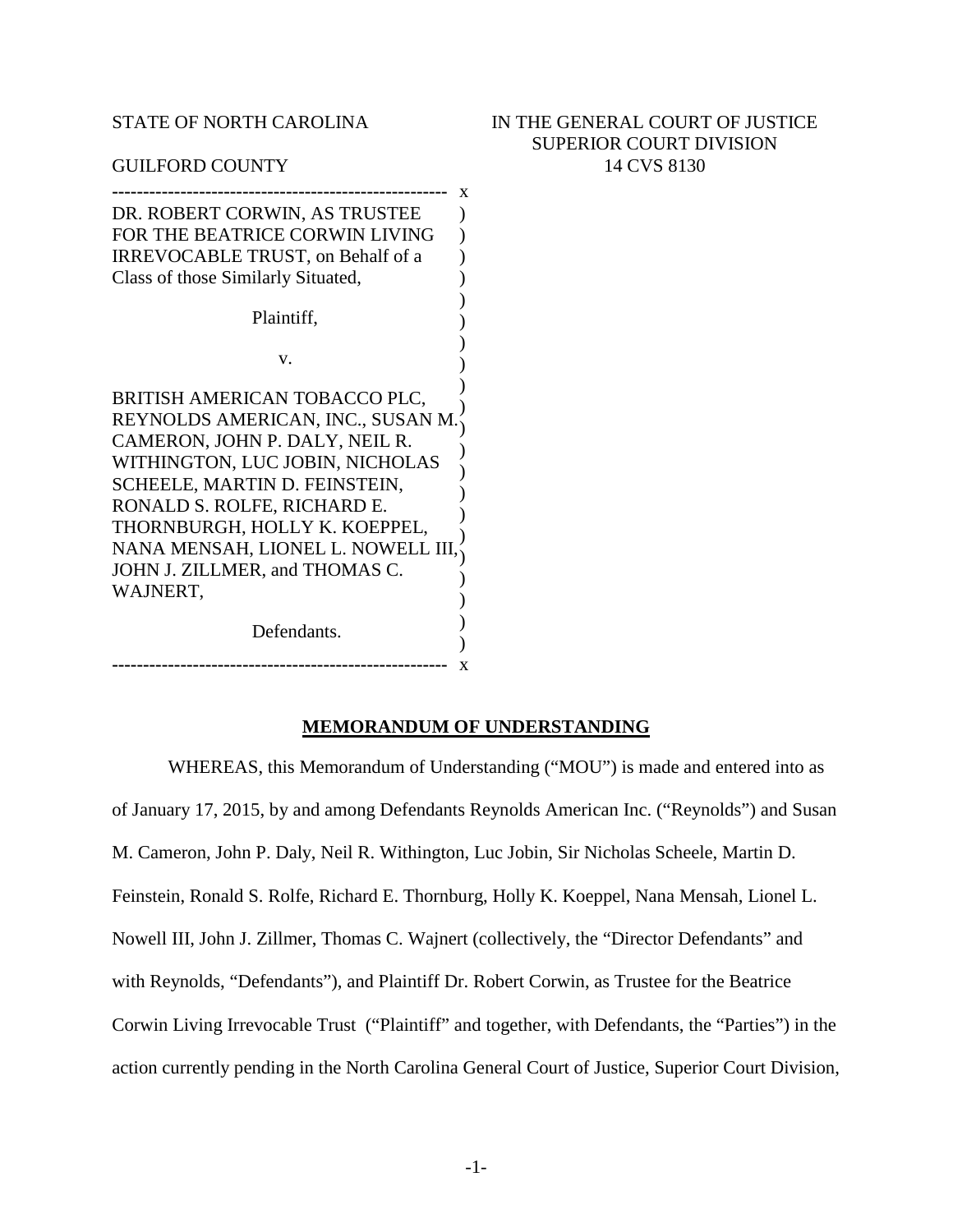STATE OF NORTH CAROLINA

GUILFORD COUNTY

IN THE GENERAL COURT OF JUSTICE
SUPERIOR COURT DIVISION
14 CVS 8130

DR. ROBERT CORWIN, AS TRUSTEE FOR THE BEATRICE CORWIN LIVING IRREVOCABLE TRUST, on Behalf of a Class of those Similarly Situated,

Plaintiff,

v.

BRITISH AMERICAN TOBACCO PLC, REYNOLDS AMERICAN, INC., SUSAN M. CAMERON, JOHN P. DALY, NEIL R. WITHINGTON, LUC JOBIN, NICHOLAS SCHEELE, MARTIN D. FEINSTEIN, RONALD S. ROLFE, RICHARD E. THORNBURGH, HOLLY K. KOEPPEL, NANA MENSAH, LIONEL L. NOWELL III, JOHN J. ZILLMER, and THOMAS C. WAJNERT,

Defendants.

## MEMORANDUM OF UNDERSTANDING

WHEREAS, this Memorandum of Understanding ("MOU") is made and entered into as of January 17, 2015, by and among Defendants Reynolds American Inc. ("Reynolds") and Susan M. Cameron, John P. Daly, Neil R. Withington, Luc Jobin, Sir Nicholas Scheele, Martin D. Feinstein, Ronald S. Rolfe, Richard E. Thornburg, Holly K. Koeppel, Nana Mensah, Lionel L. Nowell III, John J. Zillmer, Thomas C. Wajnert (collectively, the "Director Defendants" and with Reynolds, "Defendants"), and Plaintiff Dr. Robert Corwin, as Trustee for the Beatrice Corwin Living Irrevocable Trust ("Plaintiff" and together, with Defendants, the "Parties") in the action currently pending in the North Carolina General Court of Justice, Superior Court Division,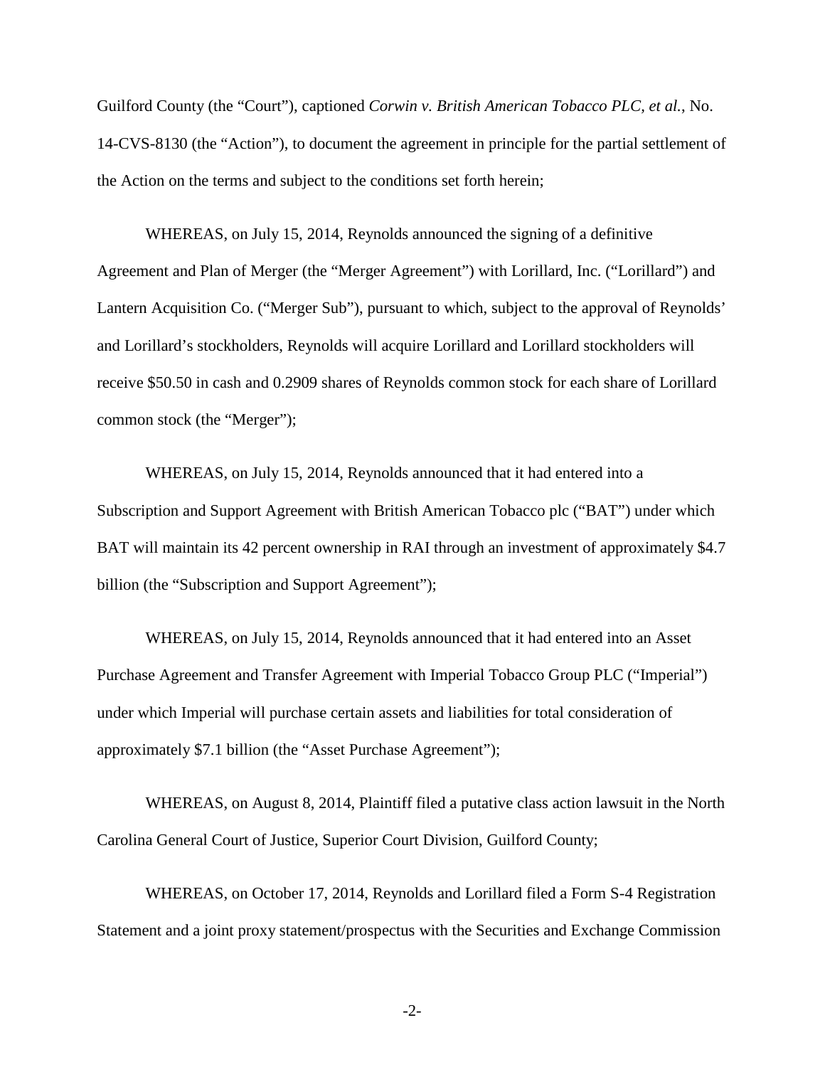Guilford County (the "Court"), captioned *Corwin v. British American Tobacco PLC, et al.*, No. 14-CVS-8130 (the "Action"), to document the agreement in principle for the partial settlement of the Action on the terms and subject to the conditions set forth herein;

WHEREAS, on July 15, 2014, Reynolds announced the signing of a definitive Agreement and Plan of Merger (the "Merger Agreement") with Lorillard, Inc. ("Lorillard") and Lantern Acquisition Co. ("Merger Sub"), pursuant to which, subject to the approval of Reynolds' and Lorillard's stockholders, Reynolds will acquire Lorillard and Lorillard stockholders will receive $50.50 in cash and 0.2909 shares of Reynolds common stock for each share of Lorillard common stock (the "Merger");

WHEREAS, on July 15, 2014, Reynolds announced that it had entered into a Subscription and Support Agreement with British American Tobacco plc ("BAT") under which BAT will maintain its 42 percent ownership in RAI through an investment of approximately $4.7 billion (the "Subscription and Support Agreement");

WHEREAS, on July 15, 2014, Reynolds announced that it had entered into an Asset Purchase Agreement and Transfer Agreement with Imperial Tobacco Group PLC ("Imperial") under which Imperial will purchase certain assets and liabilities for total consideration of approximately $7.1 billion (the "Asset Purchase Agreement");

WHEREAS, on August 8, 2014, Plaintiff filed a putative class action lawsuit in the North Carolina General Court of Justice, Superior Court Division, Guilford County;

WHEREAS, on October 17, 2014, Reynolds and Lorillard filed a Form S-4 Registration Statement and a joint proxy statement/prospectus with the Securities and Exchange Commission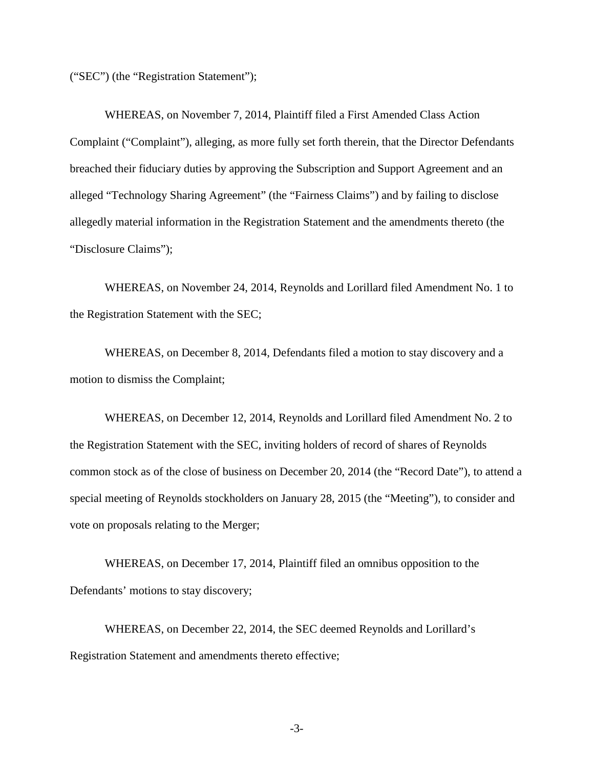("SEC") (the "Registration Statement");

WHEREAS, on November 7, 2014, Plaintiff filed a First Amended Class Action Complaint ("Complaint"), alleging, as more fully set forth therein, that the Director Defendants breached their fiduciary duties by approving the Subscription and Support Agreement and an alleged "Technology Sharing Agreement" (the "Fairness Claims") and by failing to disclose allegedly material information in the Registration Statement and the amendments thereto (the "Disclosure Claims");

WHEREAS, on November 24, 2014, Reynolds and Lorillard filed Amendment No. 1 to the Registration Statement with the SEC;

WHEREAS, on December 8, 2014, Defendants filed a motion to stay discovery and a motion to dismiss the Complaint;

WHEREAS, on December 12, 2014, Reynolds and Lorillard filed Amendment No. 2 to the Registration Statement with the SEC, inviting holders of record of shares of Reynolds common stock as of the close of business on December 20, 2014 (the "Record Date"), to attend a special meeting of Reynolds stockholders on January 28, 2015 (the "Meeting"), to consider and vote on proposals relating to the Merger;

WHEREAS, on December 17, 2014, Plaintiff filed an omnibus opposition to the Defendants' motions to stay discovery;

WHEREAS, on December 22, 2014, the SEC deemed Reynolds and Lorillard's Registration Statement and amendments thereto effective;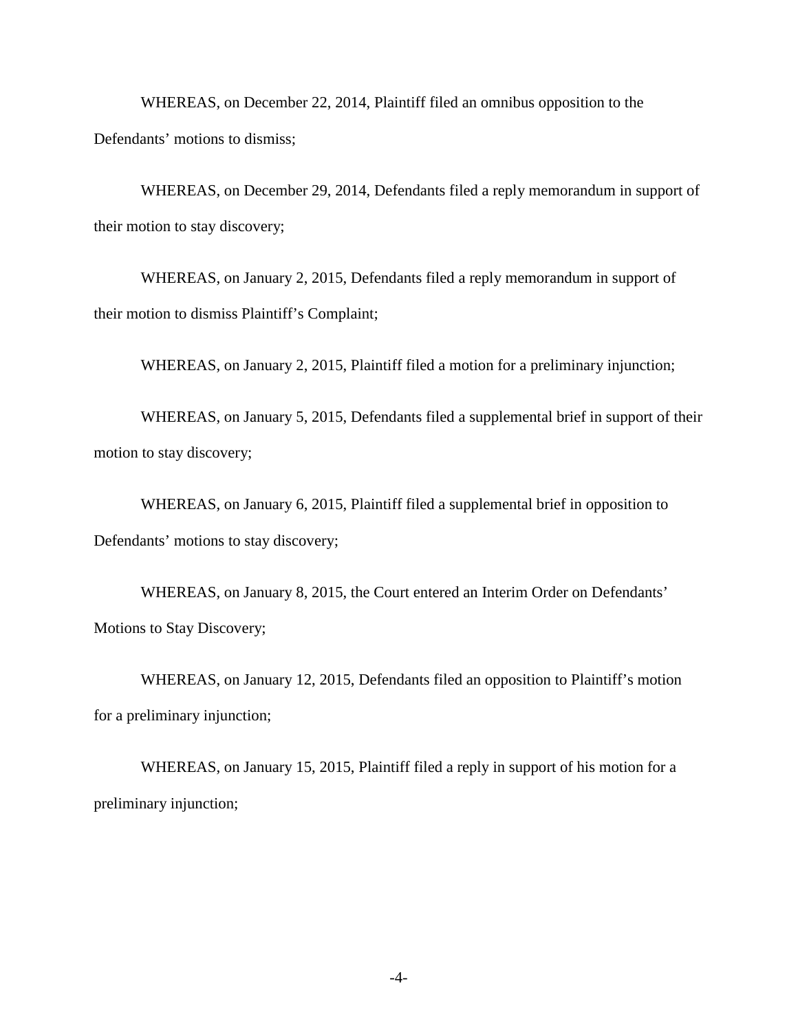WHEREAS, on December 22, 2014, Plaintiff filed an omnibus opposition to the Defendants' motions to dismiss;

WHEREAS, on December 29, 2014, Defendants filed a reply memorandum in support of their motion to stay discovery;

WHEREAS, on January 2, 2015, Defendants filed a reply memorandum in support of their motion to dismiss Plaintiff's Complaint;

WHEREAS, on January 2, 2015, Plaintiff filed a motion for a preliminary injunction;

WHEREAS, on January 5, 2015, Defendants filed a supplemental brief in support of their motion to stay discovery;

WHEREAS, on January 6, 2015, Plaintiff filed a supplemental brief in opposition to Defendants' motions to stay discovery;

WHEREAS, on January 8, 2015, the Court entered an Interim Order on Defendants' Motions to Stay Discovery;

WHEREAS, on January 12, 2015, Defendants filed an opposition to Plaintiff's motion for a preliminary injunction;

WHEREAS, on January 15, 2015, Plaintiff filed a reply in support of his motion for a preliminary injunction;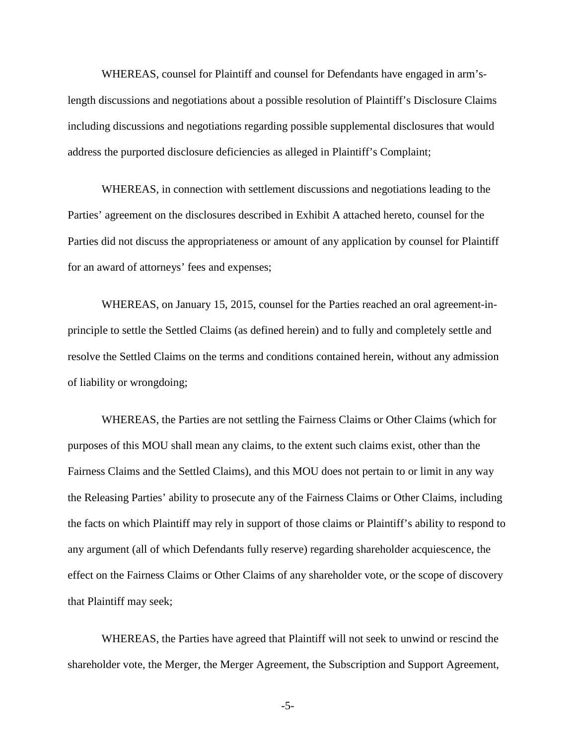WHEREAS, counsel for Plaintiff and counsel for Defendants have engaged in arm's-length discussions and negotiations about a possible resolution of Plaintiff's Disclosure Claims including discussions and negotiations regarding possible supplemental disclosures that would address the purported disclosure deficiencies as alleged in Plaintiff's Complaint;

WHEREAS, in connection with settlement discussions and negotiations leading to the Parties' agreement on the disclosures described in Exhibit A attached hereto, counsel for the Parties did not discuss the appropriateness or amount of any application by counsel for Plaintiff for an award of attorneys' fees and expenses;

WHEREAS, on January 15, 2015, counsel for the Parties reached an oral agreement-in-principle to settle the Settled Claims (as defined herein) and to fully and completely settle and resolve the Settled Claims on the terms and conditions contained herein, without any admission of liability or wrongdoing;

WHEREAS, the Parties are not settling the Fairness Claims or Other Claims (which for purposes of this MOU shall mean any claims, to the extent such claims exist, other than the Fairness Claims and the Settled Claims), and this MOU does not pertain to or limit in any way the Releasing Parties' ability to prosecute any of the Fairness Claims or Other Claims, including the facts on which Plaintiff may rely in support of those claims or Plaintiff's ability to respond to any argument (all of which Defendants fully reserve) regarding shareholder acquiescence, the effect on the Fairness Claims or Other Claims of any shareholder vote, or the scope of discovery that Plaintiff may seek;

WHEREAS, the Parties have agreed that Plaintiff will not seek to unwind or rescind the shareholder vote, the Merger, the Merger Agreement, the Subscription and Support Agreement,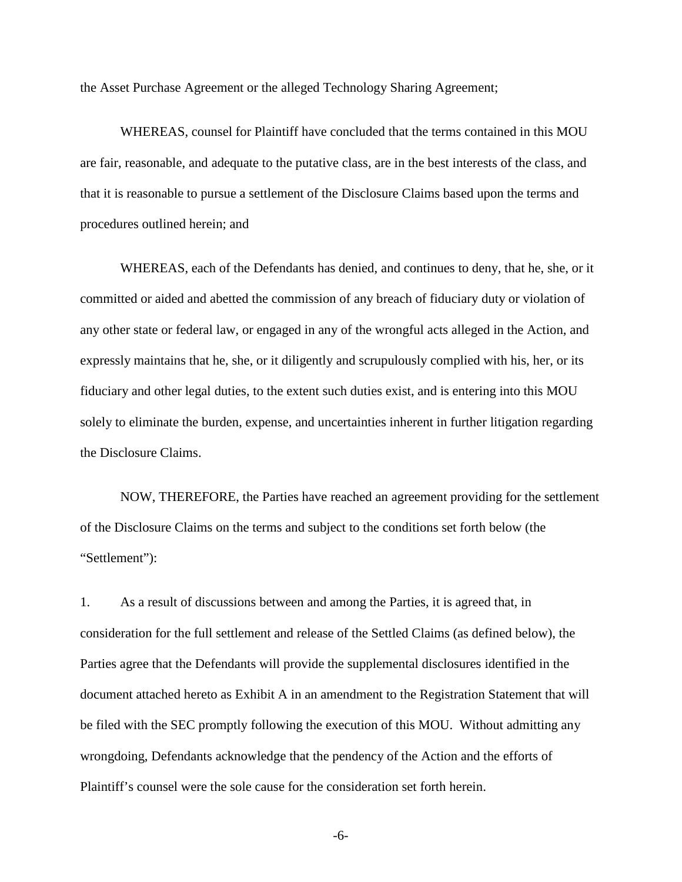the Asset Purchase Agreement or the alleged Technology Sharing Agreement;

WHEREAS, counsel for Plaintiff have concluded that the terms contained in this MOU are fair, reasonable, and adequate to the putative class, are in the best interests of the class, and that it is reasonable to pursue a settlement of the Disclosure Claims based upon the terms and procedures outlined herein; and

WHEREAS, each of the Defendants has denied, and continues to deny, that he, she, or it committed or aided and abetted the commission of any breach of fiduciary duty or violation of any other state or federal law, or engaged in any of the wrongful acts alleged in the Action, and expressly maintains that he, she, or it diligently and scrupulously complied with his, her, or its fiduciary and other legal duties, to the extent such duties exist, and is entering into this MOU solely to eliminate the burden, expense, and uncertainties inherent in further litigation regarding the Disclosure Claims.

NOW, THEREFORE, the Parties have reached an agreement providing for the settlement of the Disclosure Claims on the terms and subject to the conditions set forth below (the "Settlement"):

1. As a result of discussions between and among the Parties, it is agreed that, in consideration for the full settlement and release of the Settled Claims (as defined below), the Parties agree that the Defendants will provide the supplemental disclosures identified in the document attached hereto as Exhibit A in an amendment to the Registration Statement that will be filed with the SEC promptly following the execution of this MOU. Without admitting any wrongdoing, Defendants acknowledge that the pendency of the Action and the efforts of Plaintiff's counsel were the sole cause for the consideration set forth herein.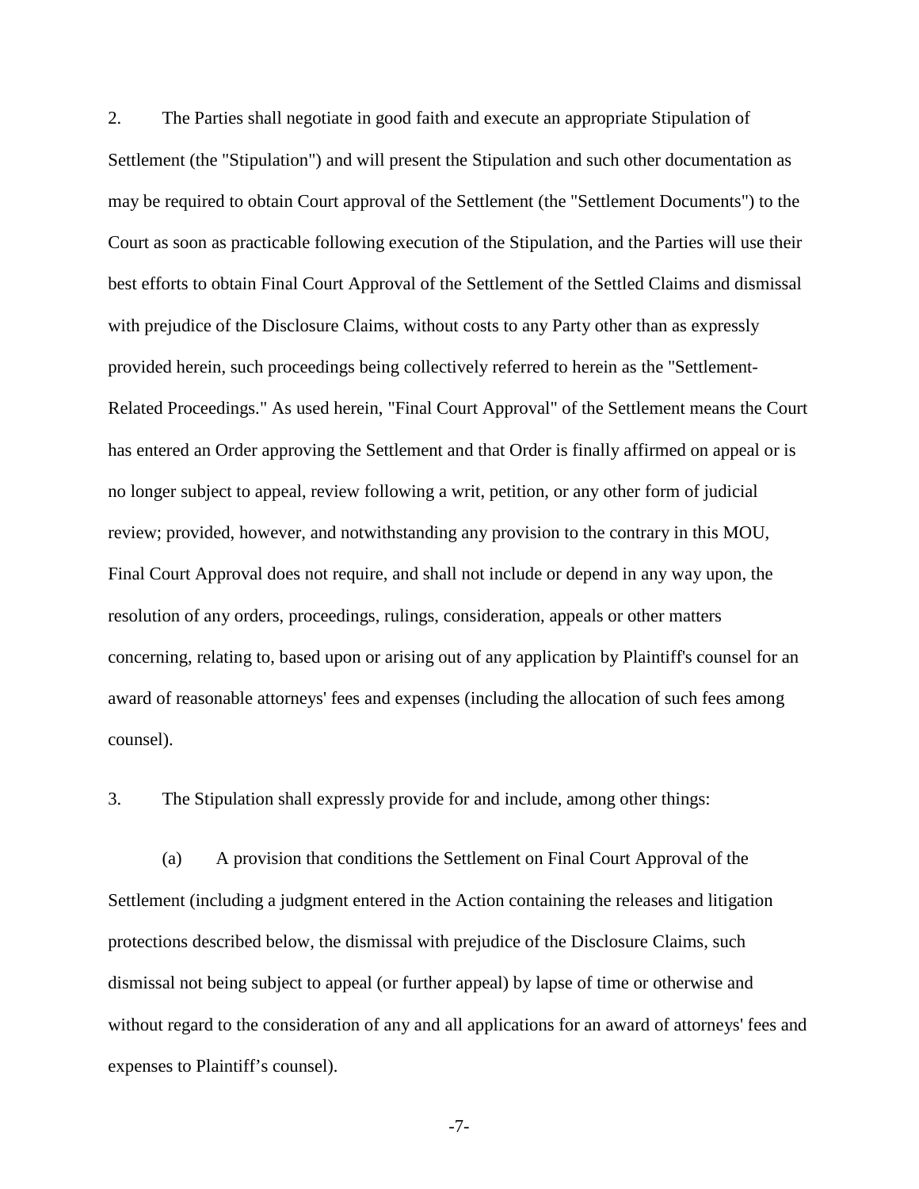2. The Parties shall negotiate in good faith and execute an appropriate Stipulation of Settlement (the "Stipulation") and will present the Stipulation and such other documentation as may be required to obtain Court approval of the Settlement (the "Settlement Documents") to the Court as soon as practicable following execution of the Stipulation, and the Parties will use their best efforts to obtain Final Court Approval of the Settlement of the Settled Claims and dismissal with prejudice of the Disclosure Claims, without costs to any Party other than as expressly provided herein, such proceedings being collectively referred to herein as the "Settlement-Related Proceedings." As used herein, "Final Court Approval" of the Settlement means the Court has entered an Order approving the Settlement and that Order is finally affirmed on appeal or is no longer subject to appeal, review following a writ, petition, or any other form of judicial review; provided, however, and notwithstanding any provision to the contrary in this MOU, Final Court Approval does not require, and shall not include or depend in any way upon, the resolution of any orders, proceedings, rulings, consideration, appeals or other matters concerning, relating to, based upon or arising out of any application by Plaintiff's counsel for an award of reasonable attorneys' fees and expenses (including the allocation of such fees among counsel).

3. The Stipulation shall expressly provide for and include, among other things:

(a) A provision that conditions the Settlement on Final Court Approval of the Settlement (including a judgment entered in the Action containing the releases and litigation protections described below, the dismissal with prejudice of the Disclosure Claims, such dismissal not being subject to appeal (or further appeal) by lapse of time or otherwise and without regard to the consideration of any and all applications for an award of attorneys' fees and expenses to Plaintiff's counsel).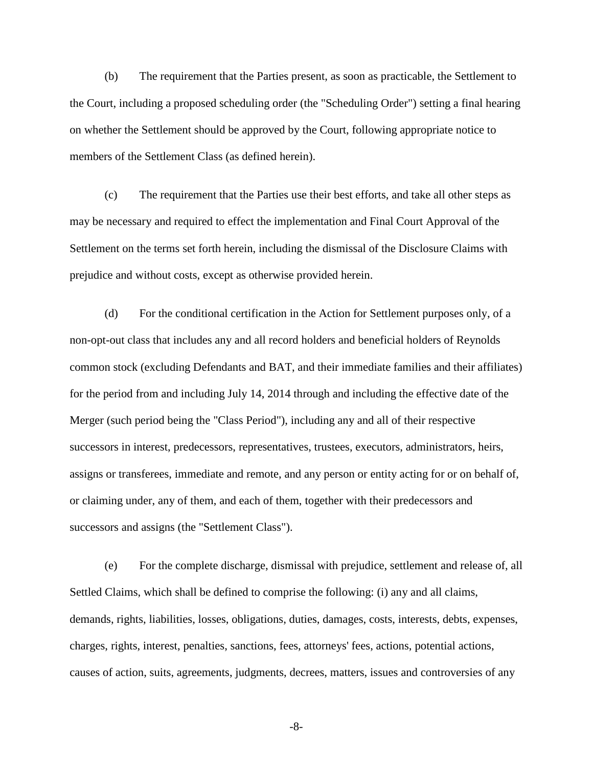(b) The requirement that the Parties present, as soon as practicable, the Settlement to the Court, including a proposed scheduling order (the "Scheduling Order") setting a final hearing on whether the Settlement should be approved by the Court, following appropriate notice to members of the Settlement Class (as defined herein).

(c) The requirement that the Parties use their best efforts, and take all other steps as may be necessary and required to effect the implementation and Final Court Approval of the Settlement on the terms set forth herein, including the dismissal of the Disclosure Claims with prejudice and without costs, except as otherwise provided herein.

(d) For the conditional certification in the Action for Settlement purposes only, of a non-opt-out class that includes any and all record holders and beneficial holders of Reynolds common stock (excluding Defendants and BAT, and their immediate families and their affiliates) for the period from and including July 14, 2014 through and including the effective date of the Merger (such period being the "Class Period"), including any and all of their respective successors in interest, predecessors, representatives, trustees, executors, administrators, heirs, assigns or transferees, immediate and remote, and any person or entity acting for or on behalf of, or claiming under, any of them, and each of them, together with their predecessors and successors and assigns (the "Settlement Class").

(e) For the complete discharge, dismissal with prejudice, settlement and release of, all Settled Claims, which shall be defined to comprise the following: (i) any and all claims, demands, rights, liabilities, losses, obligations, duties, damages, costs, interests, debts, expenses, charges, rights, interest, penalties, sanctions, fees, attorneys' fees, actions, potential actions, causes of action, suits, agreements, judgments, decrees, matters, issues and controversies of any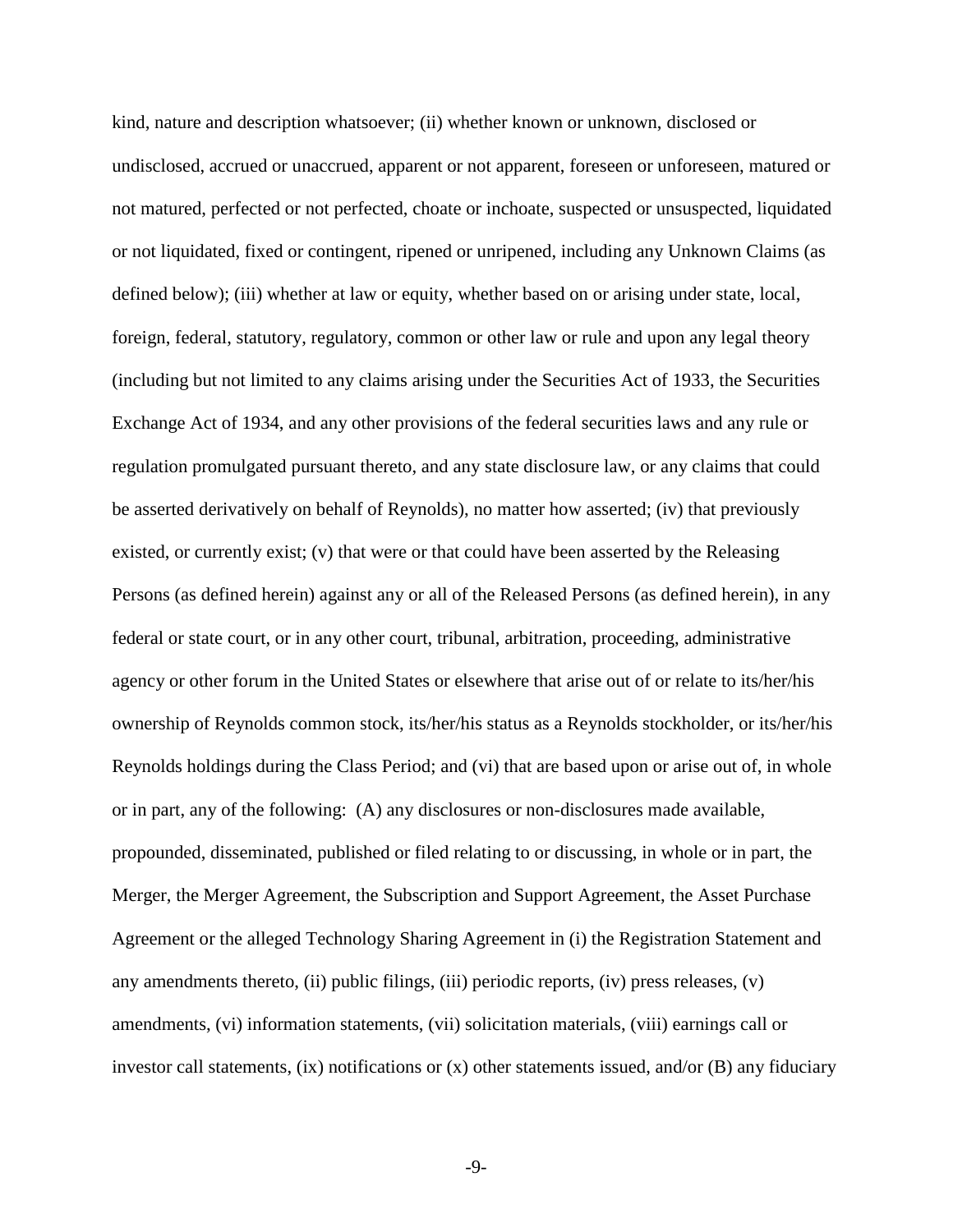kind, nature and description whatsoever; (ii) whether known or unknown, disclosed or undisclosed, accrued or unaccrued, apparent or not apparent, foreseen or unforeseen, matured or not matured, perfected or not perfected, choate or inchoate, suspected or unsuspected, liquidated or not liquidated, fixed or contingent, ripened or unripened, including any Unknown Claims (as defined below); (iii) whether at law or equity, whether based on or arising under state, local, foreign, federal, statutory, regulatory, common or other law or rule and upon any legal theory (including but not limited to any claims arising under the Securities Act of 1933, the Securities Exchange Act of 1934, and any other provisions of the federal securities laws and any rule or regulation promulgated pursuant thereto, and any state disclosure law, or any claims that could be asserted derivatively on behalf of Reynolds), no matter how asserted; (iv) that previously existed, or currently exist; (v) that were or that could have been asserted by the Releasing Persons (as defined herein) against any or all of the Released Persons (as defined herein), in any federal or state court, or in any other court, tribunal, arbitration, proceeding, administrative agency or other forum in the United States or elsewhere that arise out of or relate to its/her/his ownership of Reynolds common stock, its/her/his status as a Reynolds stockholder, or its/her/his Reynolds holdings during the Class Period; and (vi) that are based upon or arise out of, in whole or in part, any of the following: (A) any disclosures or non-disclosures made available, propounded, disseminated, published or filed relating to or discussing, in whole or in part, the Merger, the Merger Agreement, the Subscription and Support Agreement, the Asset Purchase Agreement or the alleged Technology Sharing Agreement in (i) the Registration Statement and any amendments thereto, (ii) public filings, (iii) periodic reports, (iv) press releases, (v) amendments, (vi) information statements, (vii) solicitation materials, (viii) earnings call or investor call statements, (ix) notifications or (x) other statements issued, and/or (B) any fiduciary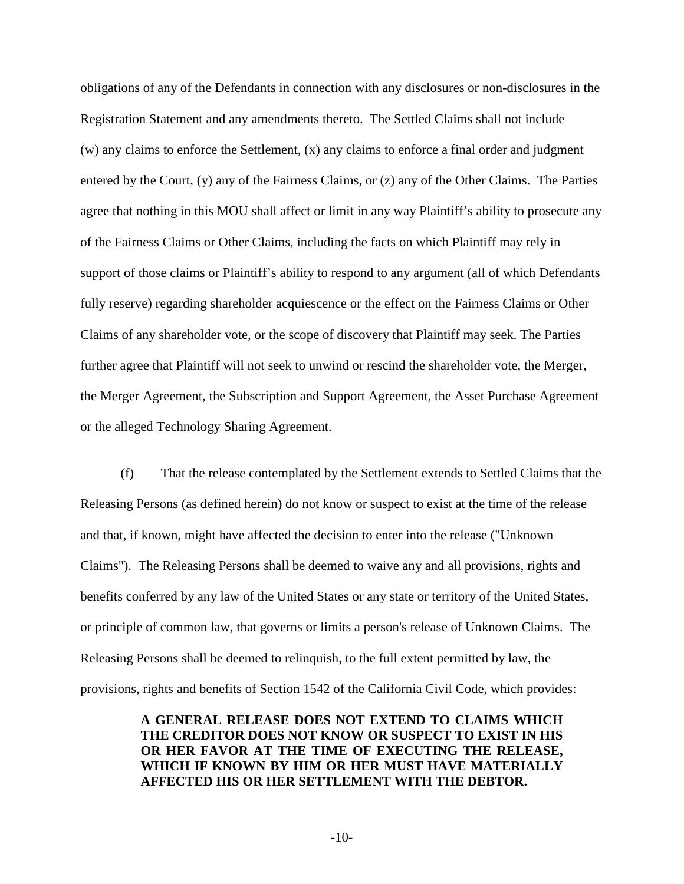obligations of any of the Defendants in connection with any disclosures or non-disclosures in the Registration Statement and any amendments thereto. The Settled Claims shall not include (w) any claims to enforce the Settlement, (x) any claims to enforce a final order and judgment entered by the Court, (y) any of the Fairness Claims, or (z) any of the Other Claims. The Parties agree that nothing in this MOU shall affect or limit in any way Plaintiff's ability to prosecute any of the Fairness Claims or Other Claims, including the facts on which Plaintiff may rely in support of those claims or Plaintiff's ability to respond to any argument (all of which Defendants fully reserve) regarding shareholder acquiescence or the effect on the Fairness Claims or Other Claims of any shareholder vote, or the scope of discovery that Plaintiff may seek. The Parties further agree that Plaintiff will not seek to unwind or rescind the shareholder vote, the Merger, the Merger Agreement, the Subscription and Support Agreement, the Asset Purchase Agreement or the alleged Technology Sharing Agreement.

(f) That the release contemplated by the Settlement extends to Settled Claims that the Releasing Persons (as defined herein) do not know or suspect to exist at the time of the release and that, if known, might have affected the decision to enter into the release ("Unknown Claims"). The Releasing Persons shall be deemed to waive any and all provisions, rights and benefits conferred by any law of the United States or any state or territory of the United States, or principle of common law, that governs or limits a person's release of Unknown Claims. The Releasing Persons shall be deemed to relinquish, to the full extent permitted by law, the provisions, rights and benefits of Section 1542 of the California Civil Code, which provides:

> **A GENERAL RELEASE DOES NOT EXTEND TO CLAIMS WHICH THE CREDITOR DOES NOT KNOW OR SUSPECT TO EXIST IN HIS OR HER FAVOR AT THE TIME OF EXECUTING THE RELEASE, WHICH IF KNOWN BY HIM OR HER MUST HAVE MATERIALLY AFFECTED HIS OR HER SETTLEMENT WITH THE DEBTOR.**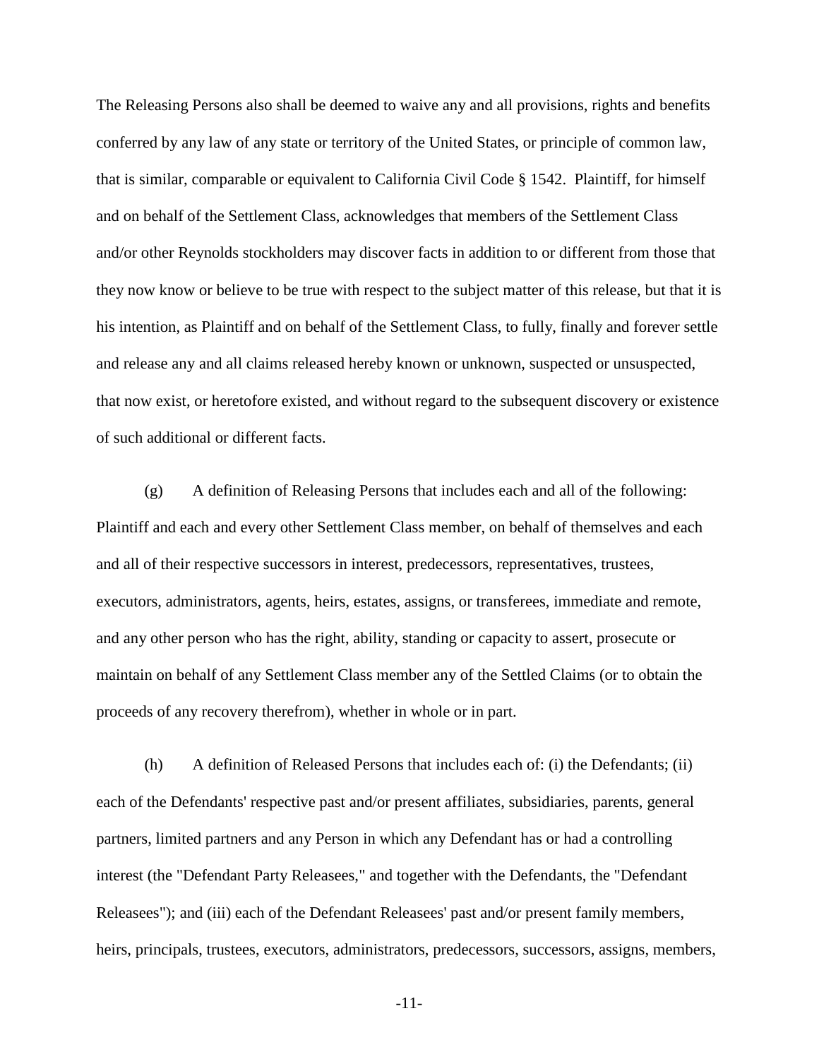The Releasing Persons also shall be deemed to waive any and all provisions, rights and benefits conferred by any law of any state or territory of the United States, or principle of common law, that is similar, comparable or equivalent to California Civil Code § 1542. Plaintiff, for himself and on behalf of the Settlement Class, acknowledges that members of the Settlement Class and/or other Reynolds stockholders may discover facts in addition to or different from those that they now know or believe to be true with respect to the subject matter of this release, but that it is his intention, as Plaintiff and on behalf of the Settlement Class, to fully, finally and forever settle and release any and all claims released hereby known or unknown, suspected or unsuspected, that now exist, or heretofore existed, and without regard to the subsequent discovery or existence of such additional or different facts.

(g) A definition of Releasing Persons that includes each and all of the following: Plaintiff and each and every other Settlement Class member, on behalf of themselves and each and all of their respective successors in interest, predecessors, representatives, trustees, executors, administrators, agents, heirs, estates, assigns, or transferees, immediate and remote, and any other person who has the right, ability, standing or capacity to assert, prosecute or maintain on behalf of any Settlement Class member any of the Settled Claims (or to obtain the proceeds of any recovery therefrom), whether in whole or in part.

(h) A definition of Released Persons that includes each of: (i) the Defendants; (ii) each of the Defendants' respective past and/or present affiliates, subsidiaries, parents, general partners, limited partners and any Person in which any Defendant has or had a controlling interest (the "Defendant Party Releasees," and together with the Defendants, the "Defendant Releasees"); and (iii) each of the Defendant Releasees' past and/or present family members, heirs, principals, trustees, executors, administrators, predecessors, successors, assigns, members,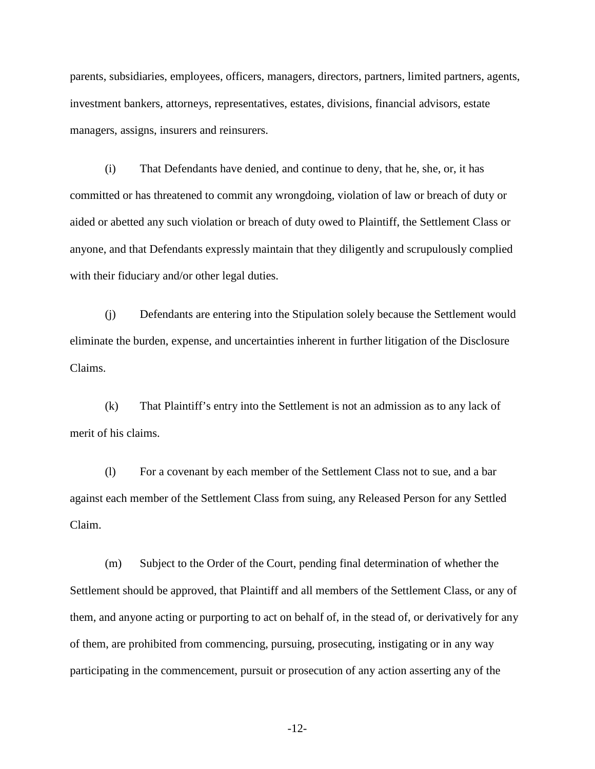parents, subsidiaries, employees, officers, managers, directors, partners, limited partners, agents, investment bankers, attorneys, representatives, estates, divisions, financial advisors, estate managers, assigns, insurers and reinsurers.

(i) That Defendants have denied, and continue to deny, that he, she, or, it has committed or has threatened to commit any wrongdoing, violation of law or breach of duty or aided or abetted any such violation or breach of duty owed to Plaintiff, the Settlement Class or anyone, and that Defendants expressly maintain that they diligently and scrupulously complied with their fiduciary and/or other legal duties.

(j) Defendants are entering into the Stipulation solely because the Settlement would eliminate the burden, expense, and uncertainties inherent in further litigation of the Disclosure Claims.

(k) That Plaintiff's entry into the Settlement is not an admission as to any lack of merit of his claims.

(l) For a covenant by each member of the Settlement Class not to sue, and a bar against each member of the Settlement Class from suing, any Released Person for any Settled Claim.

(m) Subject to the Order of the Court, pending final determination of whether the Settlement should be approved, that Plaintiff and all members of the Settlement Class, or any of them, and anyone acting or purporting to act on behalf of, in the stead of, or derivatively for any of them, are prohibited from commencing, pursuing, prosecuting, instigating or in any way participating in the commencement, pursuit or prosecution of any action asserting any of the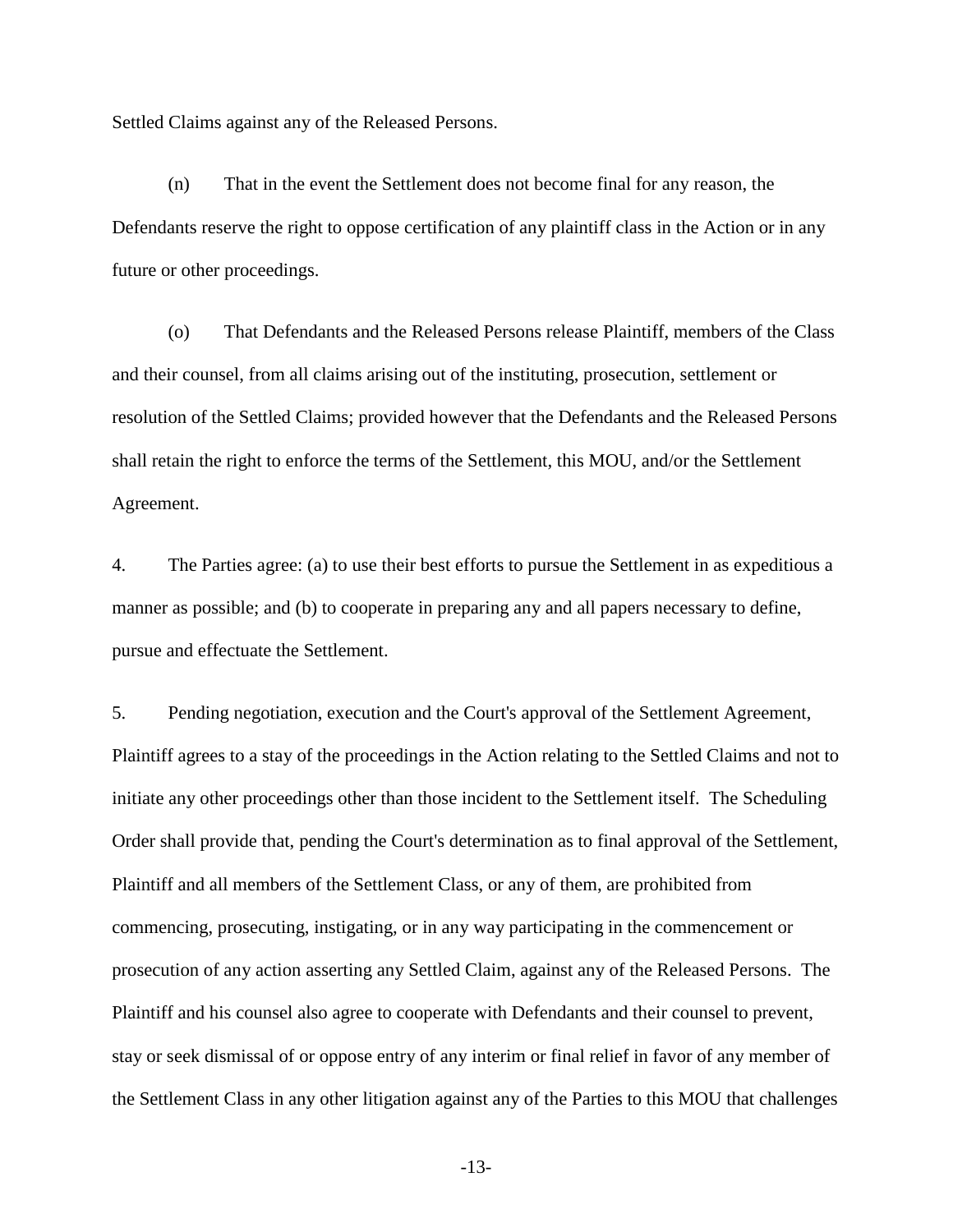Settled Claims against any of the Released Persons.

(n) That in the event the Settlement does not become final for any reason, the Defendants reserve the right to oppose certification of any plaintiff class in the Action or in any future or other proceedings.

(o) That Defendants and the Released Persons release Plaintiff, members of the Class and their counsel, from all claims arising out of the instituting, prosecution, settlement or resolution of the Settled Claims; provided however that the Defendants and the Released Persons shall retain the right to enforce the terms of the Settlement, this MOU, and/or the Settlement Agreement.

4. The Parties agree: (a) to use their best efforts to pursue the Settlement in as expeditious a manner as possible; and (b) to cooperate in preparing any and all papers necessary to define, pursue and effectuate the Settlement.

5. Pending negotiation, execution and the Court's approval of the Settlement Agreement, Plaintiff agrees to a stay of the proceedings in the Action relating to the Settled Claims and not to initiate any other proceedings other than those incident to the Settlement itself. The Scheduling Order shall provide that, pending the Court's determination as to final approval of the Settlement, Plaintiff and all members of the Settlement Class, or any of them, are prohibited from commencing, prosecuting, instigating, or in any way participating in the commencement or prosecution of any action asserting any Settled Claim, against any of the Released Persons. The Plaintiff and his counsel also agree to cooperate with Defendants and their counsel to prevent, stay or seek dismissal of or oppose entry of any interim or final relief in favor of any member of the Settlement Class in any other litigation against any of the Parties to this MOU that challenges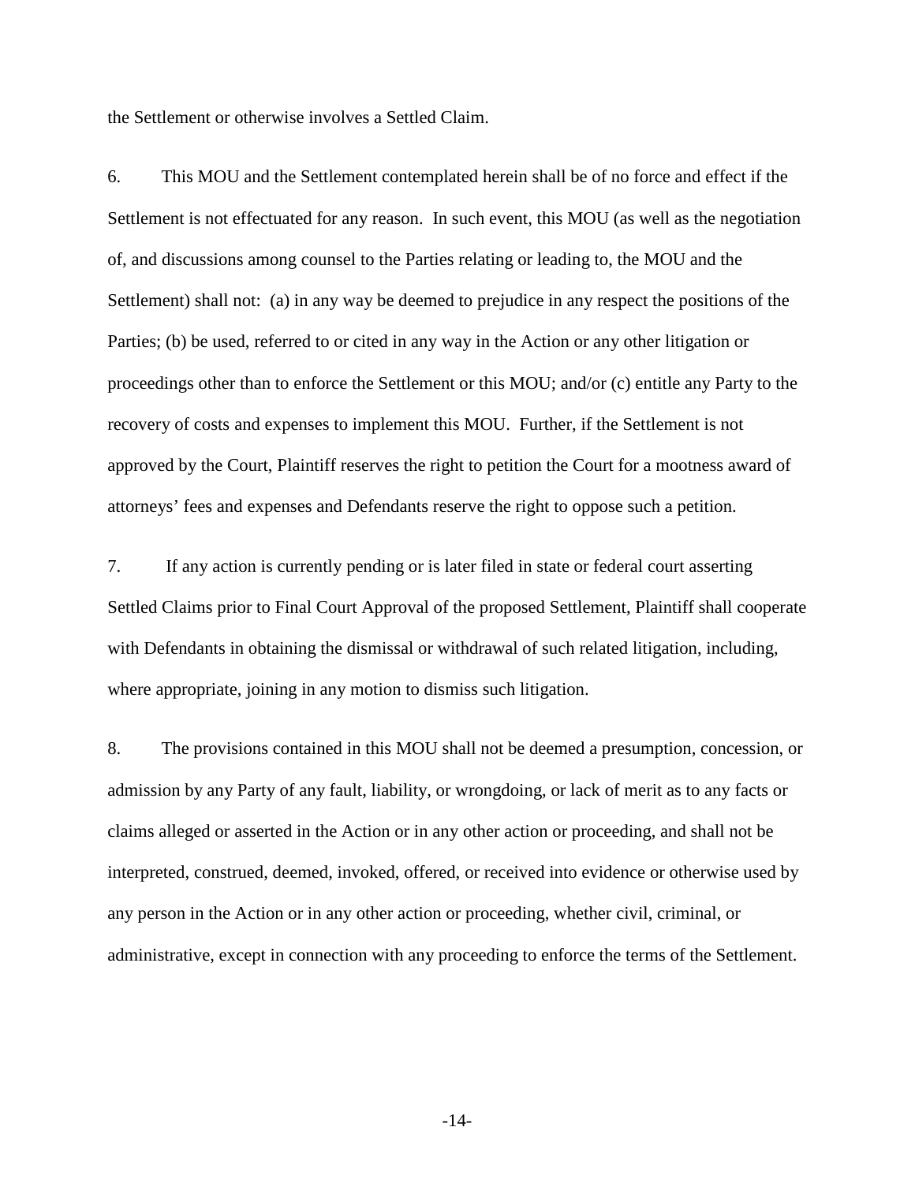the Settlement or otherwise involves a Settled Claim.

6. This MOU and the Settlement contemplated herein shall be of no force and effect if the Settlement is not effectuated for any reason. In such event, this MOU (as well as the negotiation of, and discussions among counsel to the Parties relating or leading to, the MOU and the Settlement) shall not: (a) in any way be deemed to prejudice in any respect the positions of the Parties; (b) be used, referred to or cited in any way in the Action or any other litigation or proceedings other than to enforce the Settlement or this MOU; and/or (c) entitle any Party to the recovery of costs and expenses to implement this MOU. Further, if the Settlement is not approved by the Court, Plaintiff reserves the right to petition the Court for a mootness award of attorneys' fees and expenses and Defendants reserve the right to oppose such a petition.

7. If any action is currently pending or is later filed in state or federal court asserting Settled Claims prior to Final Court Approval of the proposed Settlement, Plaintiff shall cooperate with Defendants in obtaining the dismissal or withdrawal of such related litigation, including, where appropriate, joining in any motion to dismiss such litigation.

8. The provisions contained in this MOU shall not be deemed a presumption, concession, or admission by any Party of any fault, liability, or wrongdoing, or lack of merit as to any facts or claims alleged or asserted in the Action or in any other action or proceeding, and shall not be interpreted, construed, deemed, invoked, offered, or received into evidence or otherwise used by any person in the Action or in any other action or proceeding, whether civil, criminal, or administrative, except in connection with any proceeding to enforce the terms of the Settlement.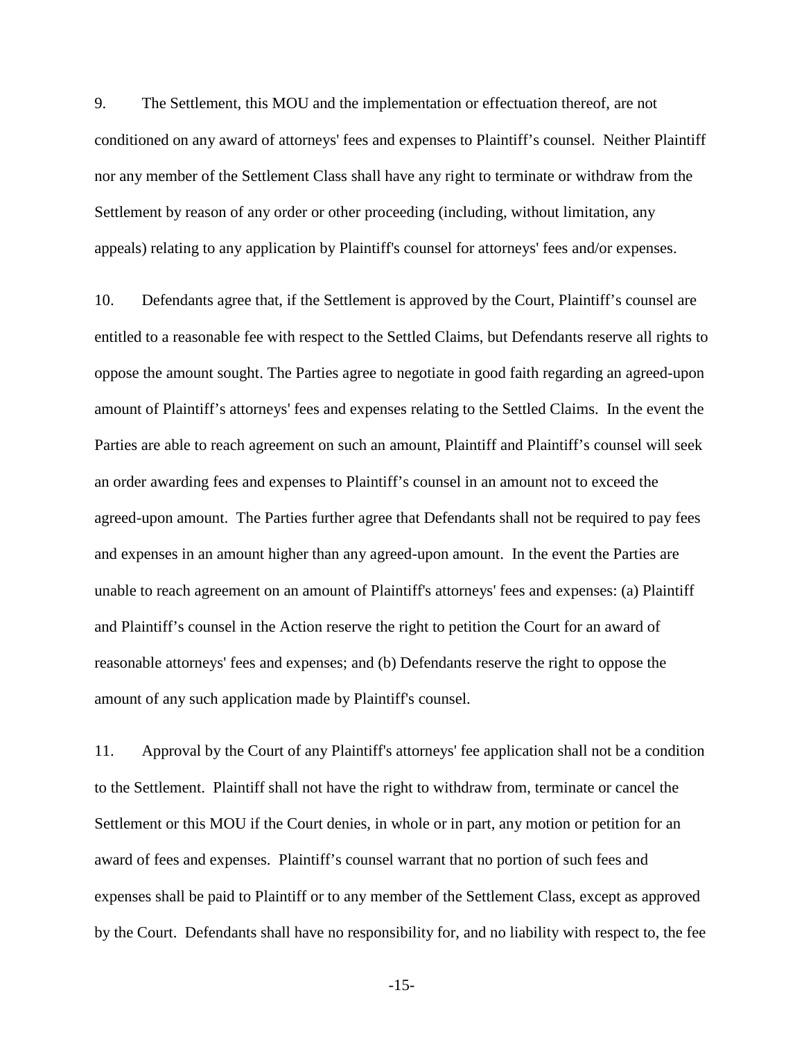9. The Settlement, this MOU and the implementation or effectuation thereof, are not conditioned on any award of attorneys' fees and expenses to Plaintiff's counsel. Neither Plaintiff nor any member of the Settlement Class shall have any right to terminate or withdraw from the Settlement by reason of any order or other proceeding (including, without limitation, any appeals) relating to any application by Plaintiff's counsel for attorneys' fees and/or expenses.

10. Defendants agree that, if the Settlement is approved by the Court, Plaintiff's counsel are entitled to a reasonable fee with respect to the Settled Claims, but Defendants reserve all rights to oppose the amount sought. The Parties agree to negotiate in good faith regarding an agreed-upon amount of Plaintiff's attorneys' fees and expenses relating to the Settled Claims. In the event the Parties are able to reach agreement on such an amount, Plaintiff and Plaintiff's counsel will seek an order awarding fees and expenses to Plaintiff's counsel in an amount not to exceed the agreed-upon amount. The Parties further agree that Defendants shall not be required to pay fees and expenses in an amount higher than any agreed-upon amount. In the event the Parties are unable to reach agreement on an amount of Plaintiff's attorneys' fees and expenses: (a) Plaintiff and Plaintiff's counsel in the Action reserve the right to petition the Court for an award of reasonable attorneys' fees and expenses; and (b) Defendants reserve the right to oppose the amount of any such application made by Plaintiff's counsel.

11. Approval by the Court of any Plaintiff's attorneys' fee application shall not be a condition to the Settlement. Plaintiff shall not have the right to withdraw from, terminate or cancel the Settlement or this MOU if the Court denies, in whole or in part, any motion or petition for an award of fees and expenses. Plaintiff's counsel warrant that no portion of such fees and expenses shall be paid to Plaintiff or to any member of the Settlement Class, except as approved by the Court. Defendants shall have no responsibility for, and no liability with respect to, the fee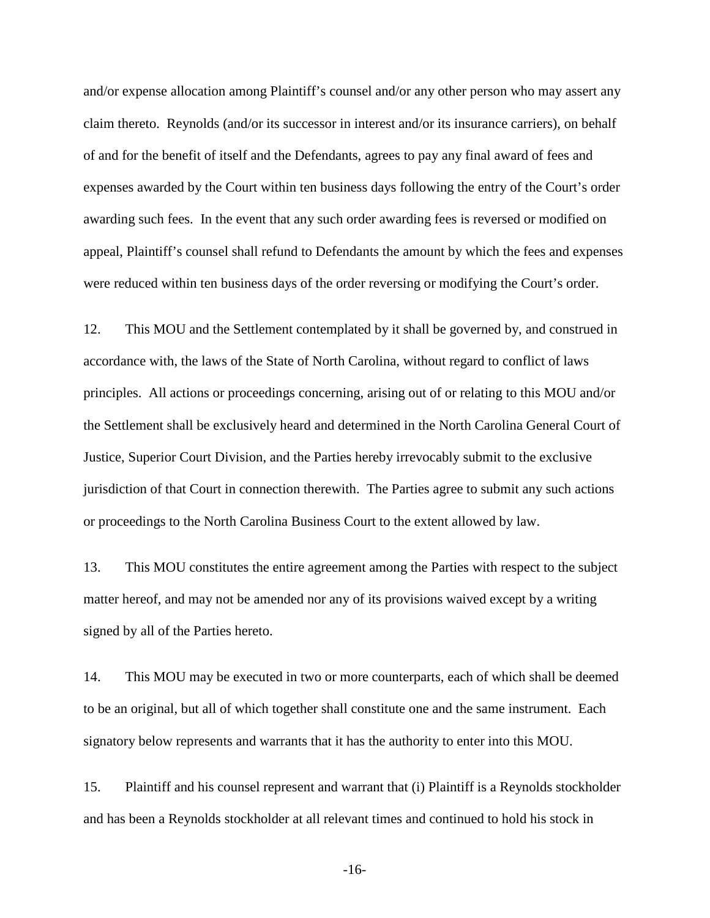and/or expense allocation among Plaintiff's counsel and/or any other person who may assert any claim thereto. Reynolds (and/or its successor in interest and/or its insurance carriers), on behalf of and for the benefit of itself and the Defendants, agrees to pay any final award of fees and expenses awarded by the Court within ten business days following the entry of the Court's order awarding such fees. In the event that any such order awarding fees is reversed or modified on appeal, Plaintiff's counsel shall refund to Defendants the amount by which the fees and expenses were reduced within ten business days of the order reversing or modifying the Court's order.

12. This MOU and the Settlement contemplated by it shall be governed by, and construed in accordance with, the laws of the State of North Carolina, without regard to conflict of laws principles. All actions or proceedings concerning, arising out of or relating to this MOU and/or the Settlement shall be exclusively heard and determined in the North Carolina General Court of Justice, Superior Court Division, and the Parties hereby irrevocably submit to the exclusive jurisdiction of that Court in connection therewith. The Parties agree to submit any such actions or proceedings to the North Carolina Business Court to the extent allowed by law.

13. This MOU constitutes the entire agreement among the Parties with respect to the subject matter hereof, and may not be amended nor any of its provisions waived except by a writing signed by all of the Parties hereto.

14. This MOU may be executed in two or more counterparts, each of which shall be deemed to be an original, but all of which together shall constitute one and the same instrument. Each signatory below represents and warrants that it has the authority to enter into this MOU.

15. Plaintiff and his counsel represent and warrant that (i) Plaintiff is a Reynolds stockholder and has been a Reynolds stockholder at all relevant times and continued to hold his stock in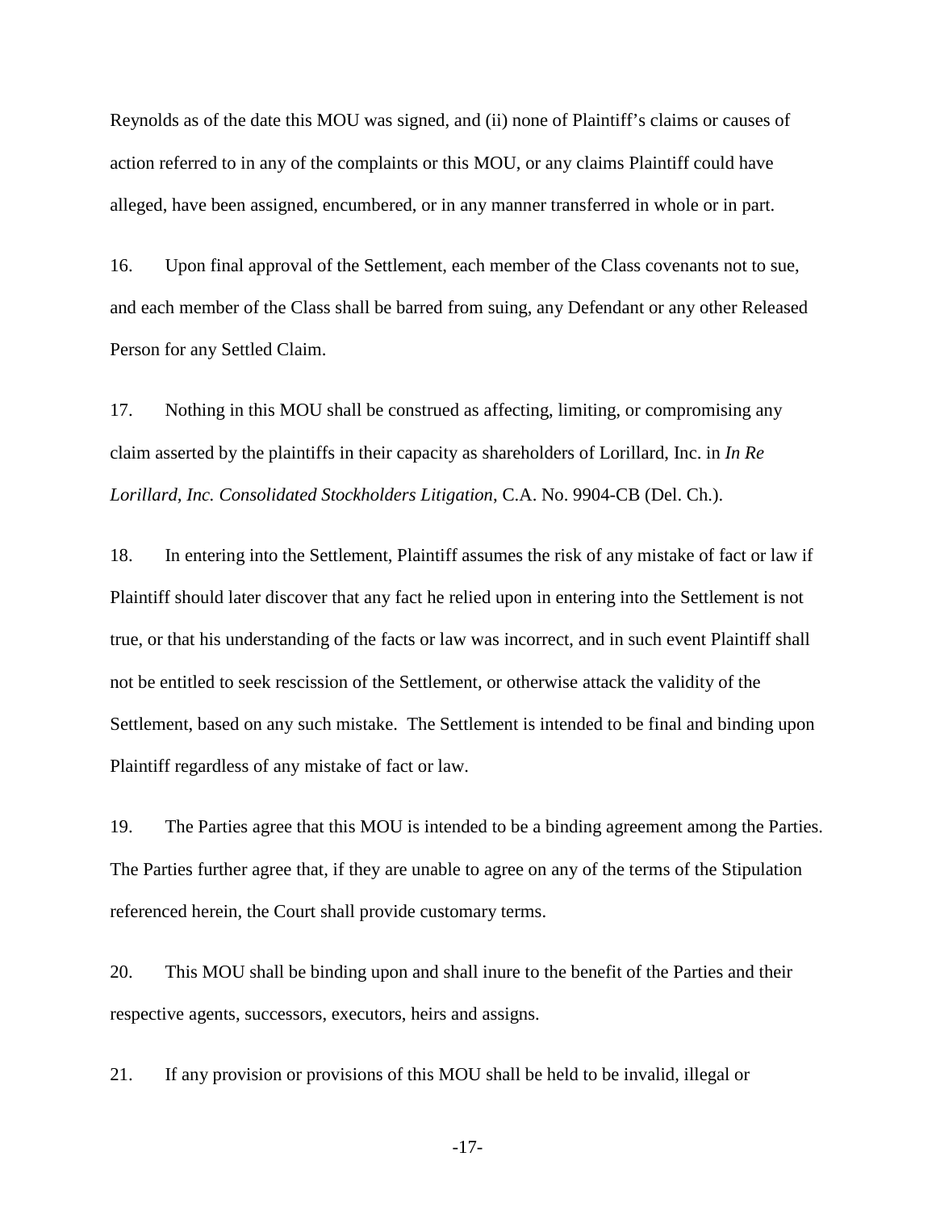Reynolds as of the date this MOU was signed, and (ii) none of Plaintiff's claims or causes of action referred to in any of the complaints or this MOU, or any claims Plaintiff could have alleged, have been assigned, encumbered, or in any manner transferred in whole or in part.

16. Upon final approval of the Settlement, each member of the Class covenants not to sue, and each member of the Class shall be barred from suing, any Defendant or any other Released Person for any Settled Claim.

17. Nothing in this MOU shall be construed as affecting, limiting, or compromising any claim asserted by the plaintiffs in their capacity as shareholders of Lorillard, Inc. in *In Re Lorillard, Inc. Consolidated Stockholders Litigation*, C.A. No. 9904-CB (Del. Ch.).

18. In entering into the Settlement, Plaintiff assumes the risk of any mistake of fact or law if Plaintiff should later discover that any fact he relied upon in entering into the Settlement is not true, or that his understanding of the facts or law was incorrect, and in such event Plaintiff shall not be entitled to seek rescission of the Settlement, or otherwise attack the validity of the Settlement, based on any such mistake. The Settlement is intended to be final and binding upon Plaintiff regardless of any mistake of fact or law.

19. The Parties agree that this MOU is intended to be a binding agreement among the Parties. The Parties further agree that, if they are unable to agree on any of the terms of the Stipulation referenced herein, the Court shall provide customary terms.

20. This MOU shall be binding upon and shall inure to the benefit of the Parties and their respective agents, successors, executors, heirs and assigns.

21. If any provision or provisions of this MOU shall be held to be invalid, illegal or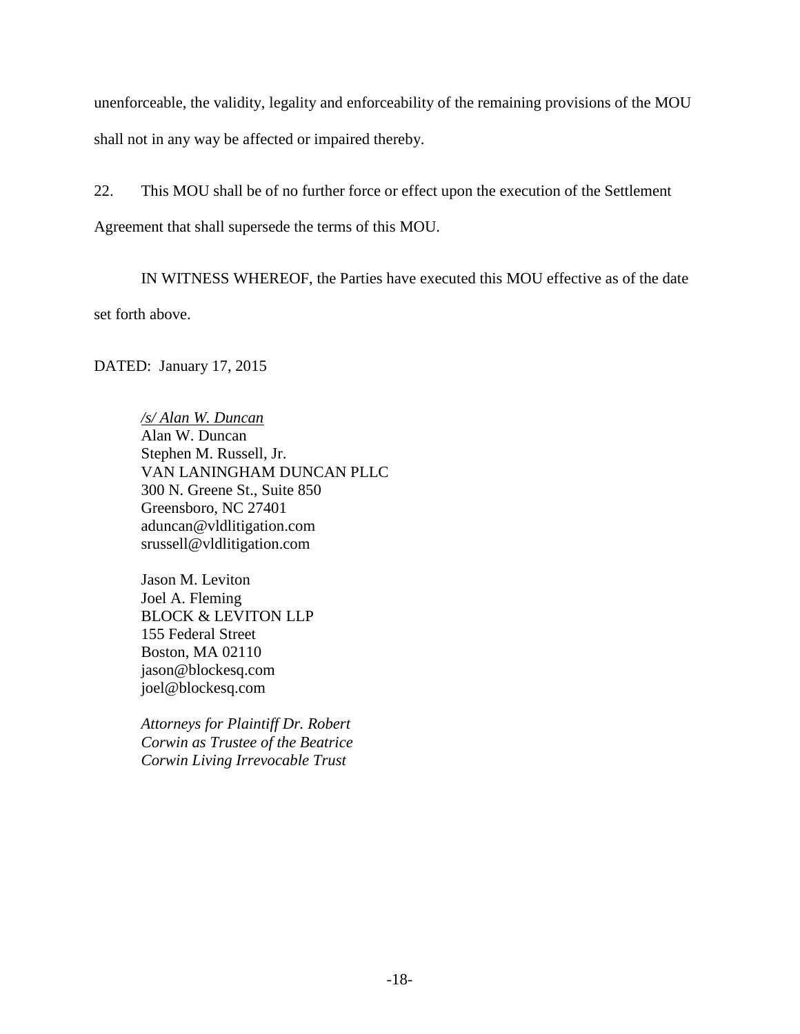unenforceable, the validity, legality and enforceability of the remaining provisions of the MOU shall not in any way be affected or impaired thereby.

22. This MOU shall be of no further force or effect upon the execution of the Settlement Agreement that shall supersede the terms of this MOU.

IN WITNESS WHEREOF, the Parties have executed this MOU effective as of the date set forth above.

DATED: January 17, 2015

*/s/ Alan W. Duncan*
Alan W. Duncan
Stephen M. Russell, Jr.
VAN LANINGHAM DUNCAN PLLC
300 N. Greene St., Suite 850
Greensboro, NC 27401
aduncan@vldlitigation.com
srussell@vldlitigation.com

Jason M. Leviton
Joel A. Fleming
BLOCK & LEVITON LLP
155 Federal Street
Boston, MA 02110
jason@blockesq.com
joel@blockesq.com

*Attorneys for Plaintiff Dr. Robert Corwin as Trustee of the Beatrice Corwin Living Irrevocable Trust*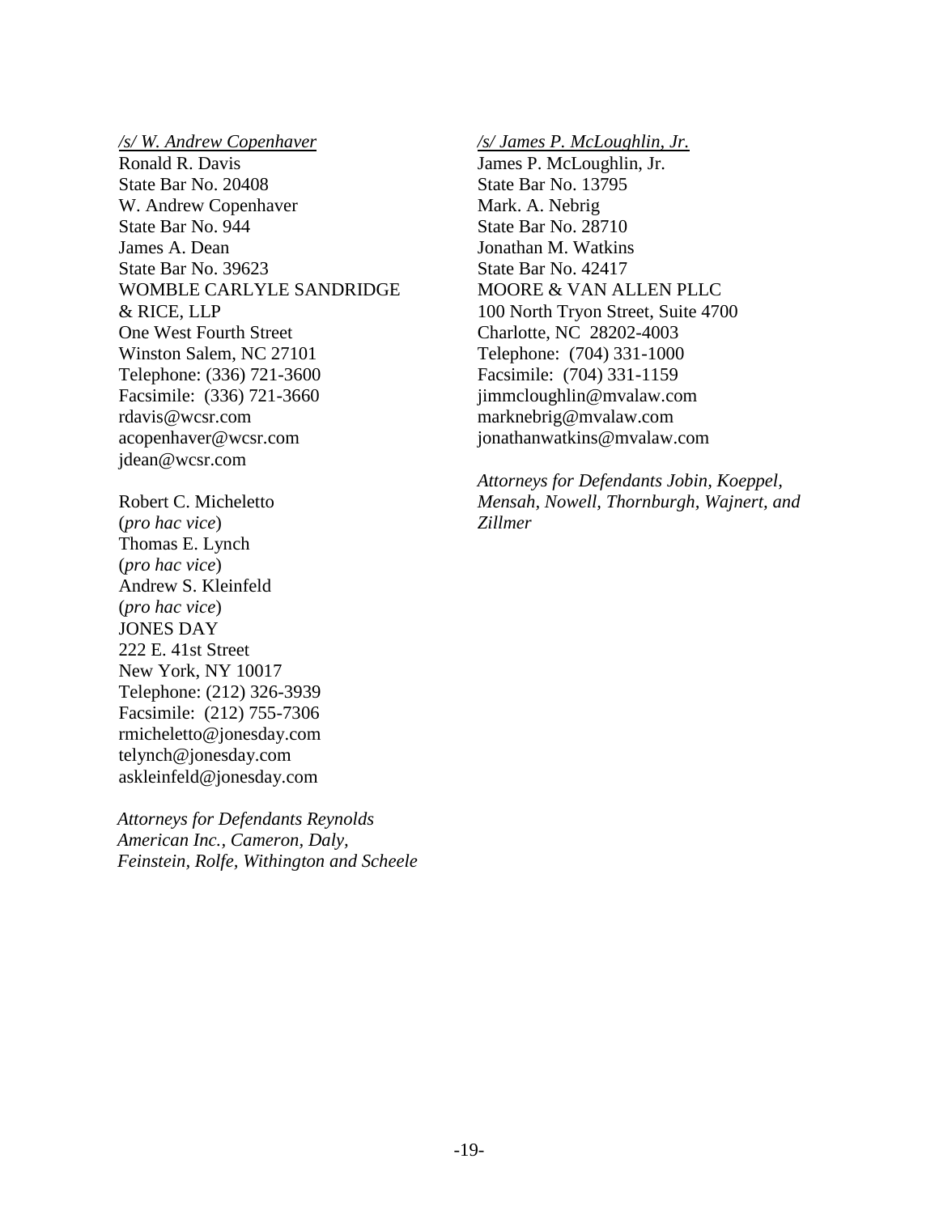*/s/ W. Andrew Copenhaver*
Ronald R. Davis
State Bar No. 20408
W. Andrew Copenhaver
State Bar No. 944
James A. Dean
State Bar No. 39623
WOMBLE CARLYLE SANDRIDGE & RICE, LLP
One West Fourth Street
Winston Salem, NC 27101
Telephone: (336) 721-3600
Facsimile: (336) 721-3660
rdavis@wcsr.com
acopenhaver@wcsr.com
jdean@wcsr.com

Robert C. Micheletto
(*pro hac vice*)
Thomas E. Lynch
(*pro hac vice*)
Andrew S. Kleinfeld
(*pro hac vice*)
JONES DAY
222 E. 41st Street
New York, NY 10017
Telephone: (212) 326-3939
Facsimile: (212) 755-7306
rmicheletto@jonesday.com
telynch@jonesday.com
askleinfeld@jonesday.com

*Attorneys for Defendants Reynolds American Inc., Cameron, Daly, Feinstein, Rolfe, Withington and Scheele*

*/s/ James P. McLoughlin, Jr.*
James P. McLoughlin, Jr.
State Bar No. 13795
Mark. A. Nebrig
State Bar No. 28710
Jonathan M. Watkins
State Bar No. 42417
MOORE & VAN ALLEN PLLC
100 North Tryon Street, Suite 4700
Charlotte, NC 28202-4003
Telephone: (704) 331-1000
Facsimile: (704) 331-1159
jimmcloughlin@mvalaw.com
marknebrig@mvalaw.com
jonathanwatkins@mvalaw.com

*Attorneys for Defendants Jobin, Koeppel, Mensah, Nowell, Thornburgh, Wajnert, and Zillmer*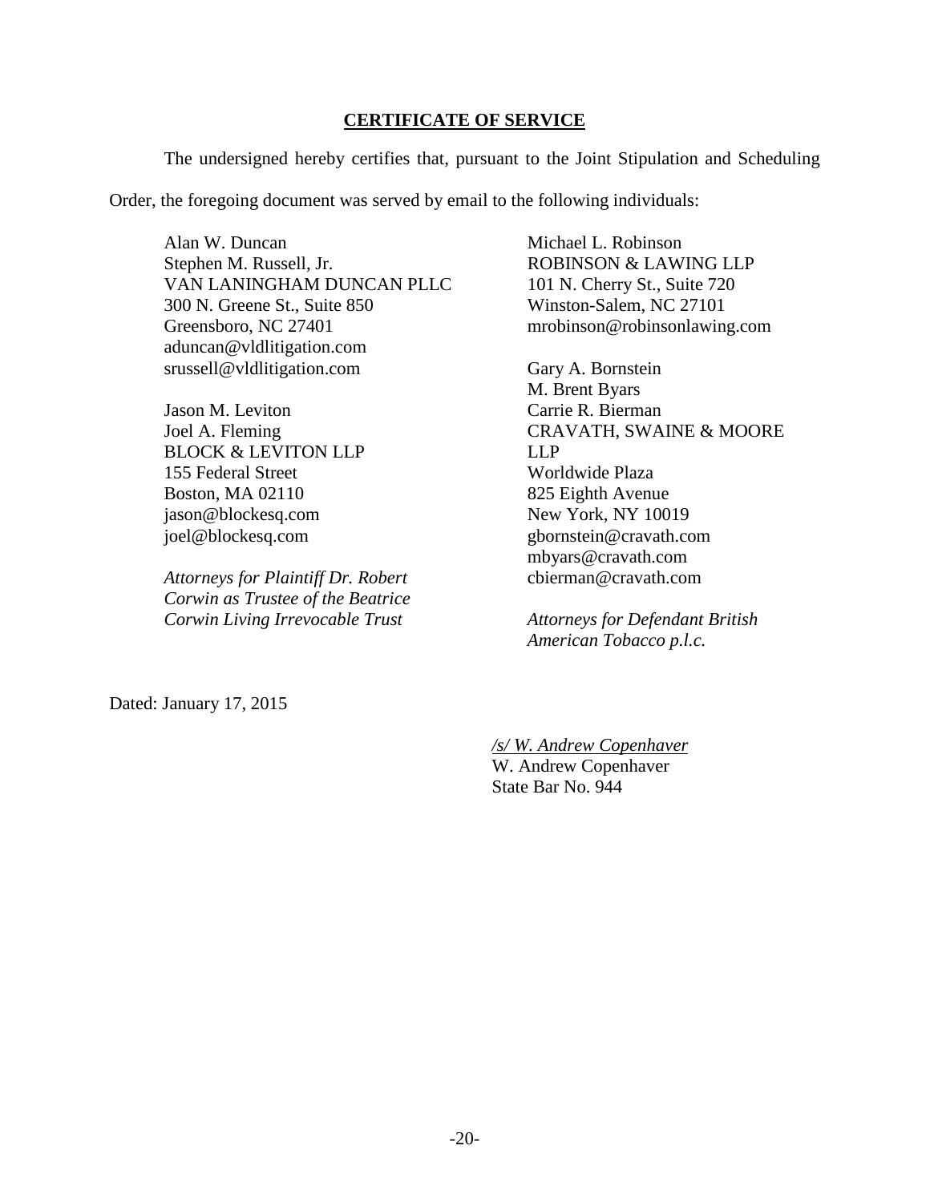**CERTIFICATE OF SERVICE**

The undersigned hereby certifies that, pursuant to the Joint Stipulation and Scheduling Order, the foregoing document was served by email to the following individuals:

Alan W. Duncan
Stephen M. Russell, Jr.
VAN LANINGHAM DUNCAN PLLC
300 N. Greene St., Suite 850
Greensboro, NC 27401
aduncan@vldlitigation.com
srussell@vldlitigation.com

Jason M. Leviton
Joel A. Fleming
BLOCK & LEVITON LLP
155 Federal Street
Boston, MA 02110
jason@blockesq.com
joel@blockesq.com

*Attorneys for Plaintiff Dr. Robert Corwin as Trustee of the Beatrice Corwin Living Irrevocable Trust*

Michael L. Robinson
ROBINSON & LAWING LLP
101 N. Cherry St., Suite 720
Winston-Salem, NC 27101
mrobinson@robinsonlawing.com

Gary A. Bornstein
M. Brent Byars
Carrie R. Bierman
CRAVATH, SWAINE & MOORE LLP
Worldwide Plaza
825 Eighth Avenue
New York, NY 10019
gbornstein@cravath.com
mbyars@cravath.com
cbierman@cravath.com

*Attorneys for Defendant British American Tobacco p.l.c.*

Dated: January 17, 2015

/s/ W. Andrew Copenhaver
W. Andrew Copenhaver
State Bar No. 944